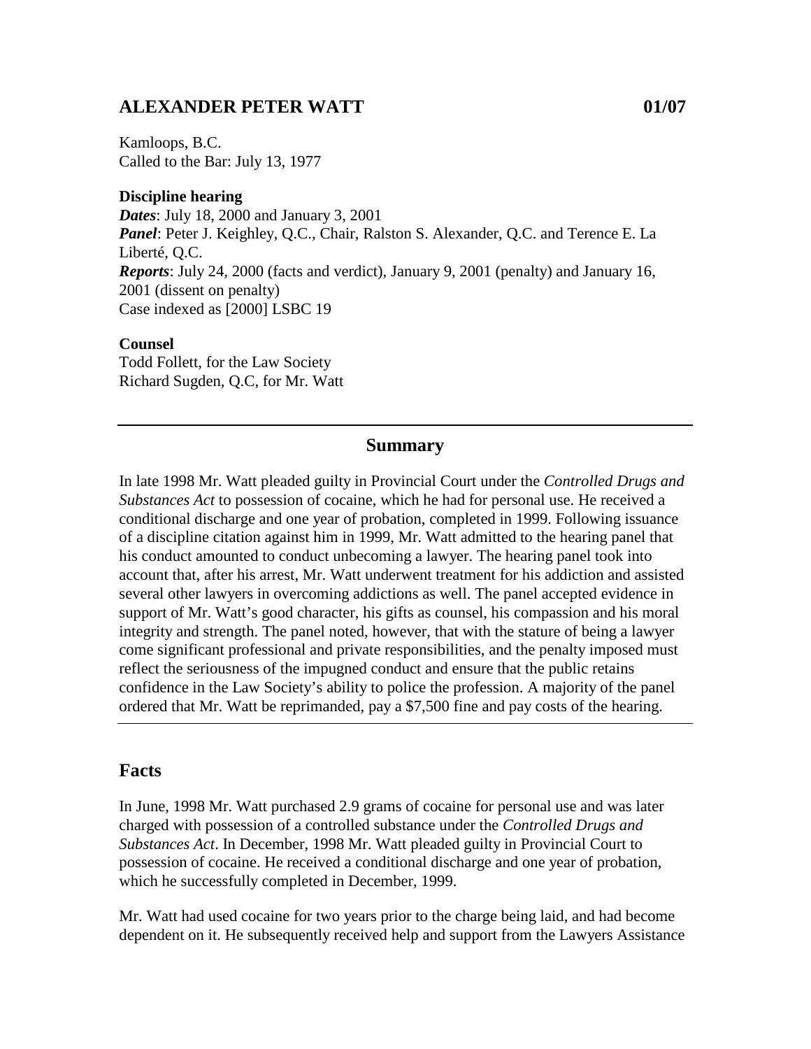## ALEXANDER PETER WATT 01/07

Kamloops, B.C.
Called to the Bar: July 13, 1977

**Discipline hearing**
***Dates***: July 18, 2000 and January 3, 2001
***Panel***: Peter J. Keighley, Q.C., Chair, Ralston S. Alexander, Q.C. and Terence E. La Liberté, Q.C.
***Reports***: July 24, 2000 (facts and verdict), January 9, 2001 (penalty) and January 16, 2001 (dissent on penalty)
Case indexed as [2000] LSBC 19

**Counsel**
Todd Follett, for the Law Society
Richard Sugden, Q.C, for Mr. Watt

---

### Summary

In late 1998 Mr. Watt pleaded guilty in Provincial Court under the *Controlled Drugs and Substances Act* to possession of cocaine, which he had for personal use. He received a conditional discharge and one year of probation, completed in 1999. Following issuance of a discipline citation against him in 1999, Mr. Watt admitted to the hearing panel that his conduct amounted to conduct unbecoming a lawyer. The hearing panel took into account that, after his arrest, Mr. Watt underwent treatment for his addiction and assisted several other lawyers in overcoming addictions as well. The panel accepted evidence in support of Mr. Watt's good character, his gifts as counsel, his compassion and his moral integrity and strength. The panel noted, however, that with the stature of being a lawyer come significant professional and private responsibilities, and the penalty imposed must reflect the seriousness of the impugned conduct and ensure that the public retains confidence in the Law Society's ability to police the profession. A majority of the panel ordered that Mr. Watt be reprimanded, pay a $7,500 fine and pay costs of the hearing.

---

## Facts

In June, 1998 Mr. Watt purchased 2.9 grams of cocaine for personal use and was later charged with possession of a controlled substance under the *Controlled Drugs and Substances Act*. In December, 1998 Mr. Watt pleaded guilty in Provincial Court to possession of cocaine. He received a conditional discharge and one year of probation, which he successfully completed in December, 1999.

Mr. Watt had used cocaine for two years prior to the charge being laid, and had become dependent on it. He subsequently received help and support from the Lawyers Assistance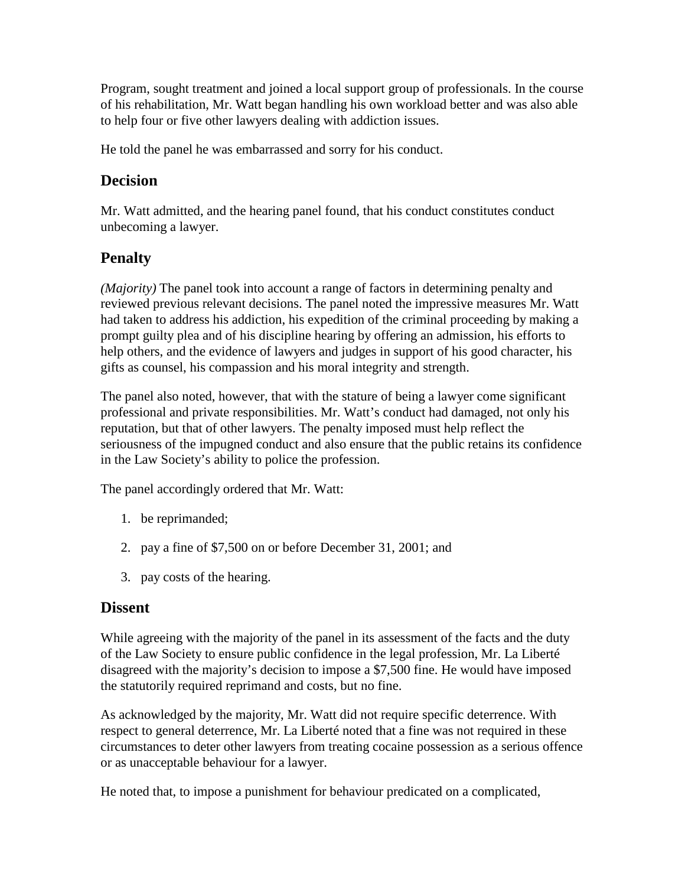Program, sought treatment and joined a local support group of professionals. In the course of his rehabilitation, Mr. Watt began handling his own workload better and was also able to help four or five other lawyers dealing with addiction issues.

He told the panel he was embarrassed and sorry for his conduct.

## Decision

Mr. Watt admitted, and the hearing panel found, that his conduct constitutes conduct unbecoming a lawyer.

## Penalty

*(Majority)* The panel took into account a range of factors in determining penalty and reviewed previous relevant decisions. The panel noted the impressive measures Mr. Watt had taken to address his addiction, his expedition of the criminal proceeding by making a prompt guilty plea and of his discipline hearing by offering an admission, his efforts to help others, and the evidence of lawyers and judges in support of his good character, his gifts as counsel, his compassion and his moral integrity and strength.

The panel also noted, however, that with the stature of being a lawyer come significant professional and private responsibilities. Mr. Watt's conduct had damaged, not only his reputation, but that of other lawyers. The penalty imposed must help reflect the seriousness of the impugned conduct and also ensure that the public retains its confidence in the Law Society's ability to police the profession.

The panel accordingly ordered that Mr. Watt:

1. be reprimanded;
2. pay a fine of $7,500 on or before December 31, 2001; and
3. pay costs of the hearing.

## Dissent

While agreeing with the majority of the panel in its assessment of the facts and the duty of the Law Society to ensure public confidence in the legal profession, Mr. La Liberté disagreed with the majority's decision to impose a $7,500 fine. He would have imposed the statutorily required reprimand and costs, but no fine.

As acknowledged by the majority, Mr. Watt did not require specific deterrence. With respect to general deterrence, Mr. La Liberté noted that a fine was not required in these circumstances to deter other lawyers from treating cocaine possession as a serious offence or as unacceptable behaviour for a lawyer.

He noted that, to impose a punishment for behaviour predicated on a complicated,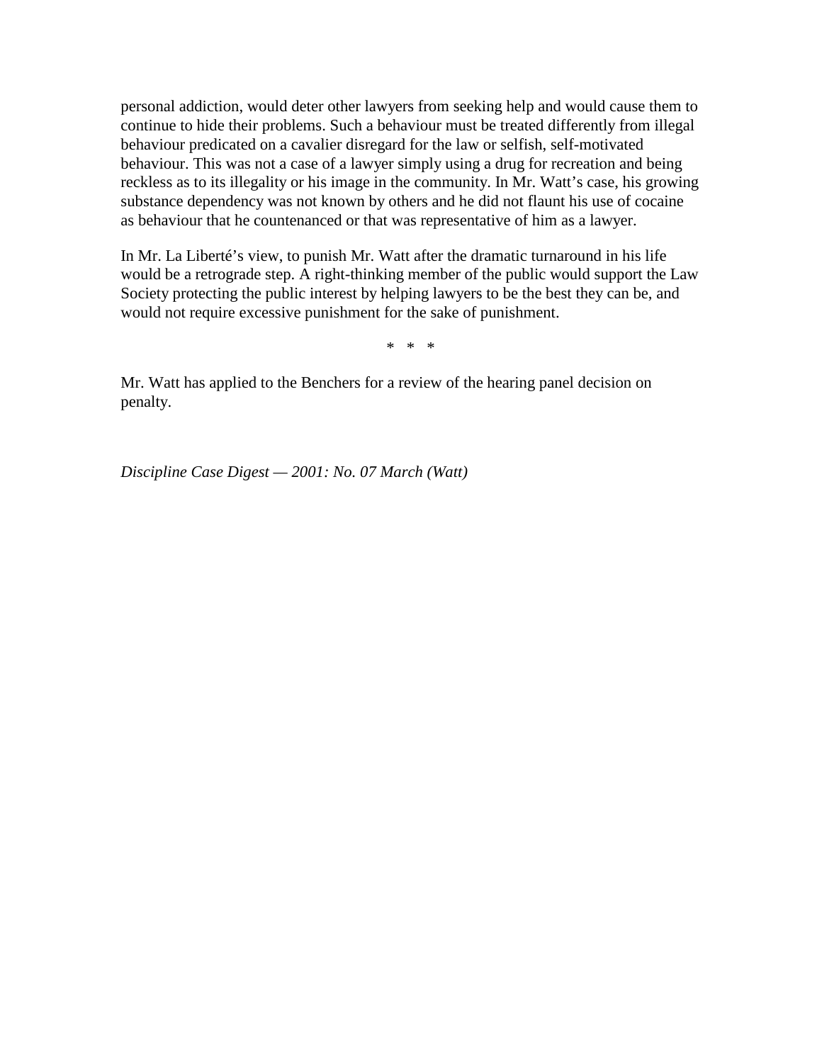personal addiction, would deter other lawyers from seeking help and would cause them to continue to hide their problems. Such a behaviour must be treated differently from illegal behaviour predicated on a cavalier disregard for the law or selfish, self-motivated behaviour. This was not a case of a lawyer simply using a drug for recreation and being reckless as to its illegality or his image in the community. In Mr. Watt's case, his growing substance dependency was not known by others and he did not flaunt his use of cocaine as behaviour that he countenanced or that was representative of him as a lawyer.

In Mr. La Liberté's view, to punish Mr. Watt after the dramatic turnaround in his life would be a retrograde step. A right-thinking member of the public would support the Law Society protecting the public interest by helping lawyers to be the best they can be, and would not require excessive punishment for the sake of punishment.

\* \* \*

Mr. Watt has applied to the Benchers for a review of the hearing panel decision on penalty.

*Discipline Case Digest — 2001: No. 07 March (Watt)*